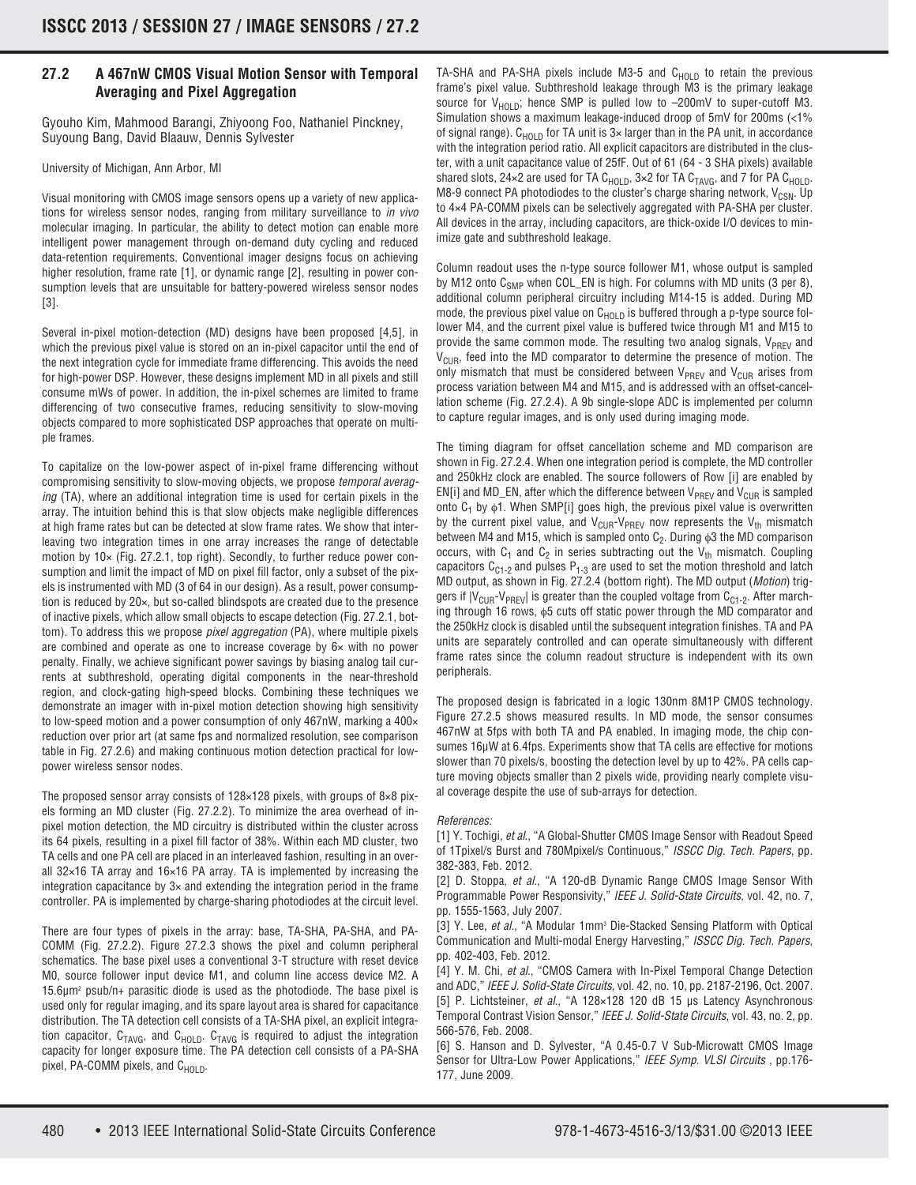## 27.2 A 467nW CMOS Visual Motion Sensor with Temporal Averaging and Pixel Aggregation

Gyouho Kim, Mohammad Barangi, Zhiyoong Foo, Nathaniel Pinckney, Suyoung Bang, David Blaauw, Dennis Sylvester

University of Michigan, Ann Arbor, MI

Visual monitoring with CMOS image sensors opens up a variety of new applications for wireless sensor nodes, ranging from military surveillance to *in vivo* molecular imaging. In particular, the ability to detect motion can enable more intelligent power management through on-demand duty cycling and reduced data-retention requirements. Conventional imager designs focus on achieving higher resolution, frame rate [1], or dynamic range [2], resulting in power consumption levels that are unsuitable for battery-powered wireless sensor nodes [3].

Several in-pixel motion-detection (MD) designs have been proposed [4,5], in which the previous pixel value is stored on an in-pixel capacitor until the end of the next integration cycle for immediate frame differencing. This avoids the need for high-power DSP. However, these designs implement MD in all pixels and still consume mWs of power. In addition, the in-pixel schemes are limited to frame differencing of two consecutive frames, reducing sensitivity to slow-moving objects compared to more sophisticated DSP approaches that operate on multiple frames.

To capitalize on the low-power aspect of in-pixel frame differencing without compromising sensitivity to slow-moving objects, we propose *temporal averaging* (TA), where an additional integration time is used for certain pixels in the array. The intuition behind this is that slow objects make negligible differences at high frame rates but can be detected at slow frame rates. We show that interleaving two integration times in one array increases the range of detectable motion by 10× (Fig. 27.2.1, top right). Secondly, to further reduce power consumption and limit the impact of MD on pixel fill factor, only a subset of the pixels is instrumented with MD (3 of 64 in our design). As a result, power consumption is reduced by 20×, but so-called blindspots are created due to the presence of inactive pixels, which allow small objects to escape detection (Fig. 27.2.1, bottom). To address this we propose *pixel aggregation* (PA), where multiple pixels are combined and operate as one to increase coverage by 6× with no power penalty. Finally, we achieve significant power savings by biasing analog tail currents at subthreshold, operating digital components in the near-threshold region, and clock-gating high-speed blocks. Combining these techniques we demonstrate an imager with in-pixel motion detection showing high sensitivity to low-speed motion and a power consumption of only 467nW, marking a 400× reduction over prior art (at same fps and normalized resolution, see comparison table in Fig. 27.2.6) and making continuous motion detection practical for low-power wireless sensor nodes.

The proposed sensor array consists of 128×128 pixels, with groups of 8×8 pixels forming an MD cluster (Fig. 27.2.2). To minimize the area overhead of in-pixel motion detection, the MD circuitry is distributed within the cluster across its 64 pixels, resulting in a pixel fill factor of 38%. Within each MD cluster, two TA cells and one PA cell are placed in an interleaved fashion, resulting in an overall 32×16 TA array and 16×16 PA array. TA is implemented by increasing the integration capacitance by 3× and extending the integration period in the frame controller. PA is implemented by charge-sharing photodiodes at the circuit level.

There are four types of pixels in the array: base, TA-SHA, PA-SHA, and PA-COMM (Fig. 27.2.2). Figure 27.2.3 shows the pixel and column peripheral schematics. The base pixel uses a conventional 3-T structure with reset device M0, source follower input device M1, and column line access device M2. A 15.6μm² psub/n+ parasitic diode is used as the photodiode. The base pixel is used only for regular imaging, and its spare layout area is shared for capacitance distribution. The TA detection cell consists of a TA-SHA pixel, an explicit integration capacitor, $C_{TAVG}$, and $C_{HOLD}$. $C_{TAVG}$ is required to adjust the integration capacity for longer exposure time. The PA detection cell consists of a PA-SHA pixel, PA-COMM pixels, and $C_{HOLD}$.

TA-SHA and PA-SHA pixels include M3-5 and $C_{HOLD}$ to retain the previous frame's pixel value. Subthreshold leakage through M3 is the primary leakage source for $V_{HOLD}$; hence SMP is pulled low to –200mV to super-cutoff M3. Simulation shows a maximum leakage-induced droop of 5mV for 200ms (<1% of signal range). $C_{HOLD}$ for TA unit is 3× larger than in the PA unit, in accordance with the integration period ratio. All explicit capacitors are distributed in the cluster, with a unit capacitance value of 25fF. Out of 61 (64 - 3 SHA pixels) available shared slots, 24×2 are used for TA $C_{HOLD}$, 3×2 for TA $C_{TAVG}$, and 7 for PA $C_{HOLD}$. M8-9 connect PA photodiodes to the cluster's charge sharing network, $V_{CSN}$. Up to 4×4 PA-COMM pixels can be selectively aggregated with PA-SHA per cluster. All devices in the array, including capacitors, are thick-oxide I/O devices to minimize gate and subthreshold leakage.

Column readout uses the n-type source follower M1, whose output is sampled by M12 onto $C_{SMP}$ when COL_EN is high. For columns with MD units (3 per 8), additional column peripheral circuitry including M14-15 is added. During MD mode, the previous pixel value on $C_{HOLD}$ is buffered through a p-type source follower M4, and the current pixel value is buffered twice through M1 and M15 to provide the same common mode. The resulting two analog signals, $V_{PREV}$ and $V_{CUR}$, feed into the MD comparator to determine the presence of motion. The only mismatch that must be considered between $V_{PREV}$ and $V_{CUR}$ arises from process variation between M4 and M15, and is addressed with an offset-cancellation scheme (Fig. 27.2.4). A 9b single-slope ADC is implemented per column to capture regular images, and is only used during imaging mode.

The timing diagram for offset cancellation scheme and MD comparison are shown in Fig. 27.2.4. When one integration period is complete, the MD controller and 250kHz clock are enabled. The source followers of Row [i] are enabled by EN[i] and MD_EN, after which the difference between $V_{PREV}$ and $V_{CUR}$ is sampled onto $C_1$ by $\phi 1$. When SMP[i] goes high, the previous pixel value is overwritten by the current pixel value, and $V_{CUR}$-$V_{PREV}$ now represents the $V_{th}$ mismatch between M4 and M15, which is sampled onto $C_2$. During $\phi 3$ the MD comparison occurs, with $C_1$ and $C_2$ in series subtracting out the $V_{th}$ mismatch. Coupling capacitors $C_{C1\text{-}2}$ and pulses $P_{1\text{-}3}$ are used to set the motion threshold and latch MD output, as shown in Fig. 27.2.4 (bottom right). The MD output (*Motion*) triggers if $|V_{CUR}\text{-}V_{PREV}|$ is greater than the coupled voltage from $C_{C1\text{-}2}$. After marching through 16 rows, $\phi 5$ cuts off static power through the MD comparator and the 250kHz clock is disabled until the subsequent integration finishes. TA and PA units are separately controlled and can operate simultaneously with different frame rates since the column readout structure is independent with its own peripherals.

The proposed design is fabricated in a logic 130nm 8M1P CMOS technology. Figure 27.2.5 shows measured results. In MD mode, the sensor consumes 467nW at 5fps with both TA and PA enabled. In imaging mode, the chip consumes 16μW at 6.4fps. Experiments show that TA cells are effective for motions slower than 70 pixels/s, boosting the detection level by up to 42%. PA cells capture moving objects smaller than 2 pixels wide, providing nearly complete visual coverage despite the use of sub-arrays for detection.

*References:*

[1] Y. Tochigi, *et al.*, "A Global-Shutter CMOS Image Sensor with Readout Speed of 1Tpixel/s Burst and 780Mpixel/s Continuous," *ISSCC Dig. Tech. Papers*, pp. 382-383, Feb. 2012.

[2] D. Stoppa, *et al.*, "A 120-dB Dynamic Range CMOS Image Sensor With Programmable Power Responsivity," *IEEE J. Solid-State Circuits*, vol. 42, no. 7, pp. 1555-1563, July 2007.

[3] Y. Lee, *et al.*, "A Modular 1mm³ Die-Stacked Sensing Platform with Optical Communication and Multi-modal Energy Harvesting," *ISSCC Dig. Tech. Papers*, pp. 402-403, Feb. 2012.

[4] Y. M. Chi, *et al.*, "CMOS Camera with In-Pixel Temporal Change Detection and ADC," *IEEE J. Solid-State Circuits*, vol. 42, no. 10, pp. 2187-2196, Oct. 2007.

[5] P. Lichtsteiner, *et al.*, "A 128×128 120 dB 15 μs Latency Asynchronous Temporal Contrast Vision Sensor," *IEEE J. Solid-State Circuits*, vol. 43, no. 2, pp. 566-576, Feb. 2008.

[6] S. Hanson and D. Sylvester, "A 0.45-0.7 V Sub-Microwatt CMOS Image Sensor for Ultra-Low Power Applications," *IEEE Symp. VLSI Circuits*, pp.176-177, June 2009.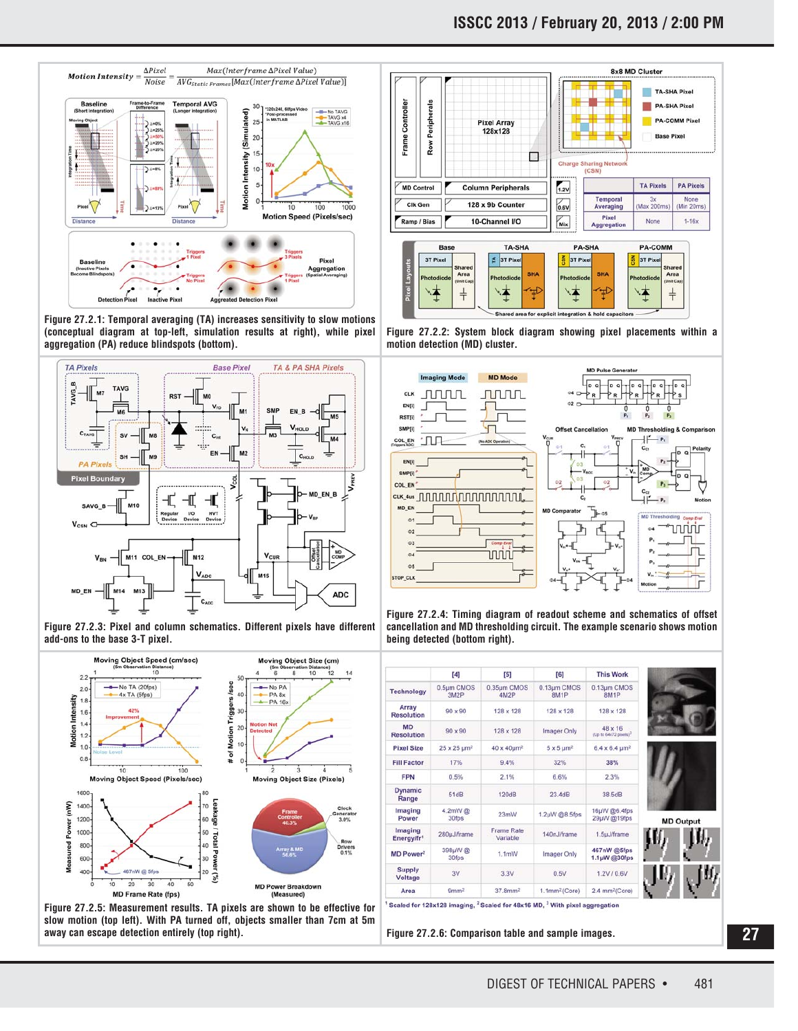$$\text{Motion Intensity} = \frac{\Delta Pixel}{Noise} = \frac{Max(Interframe\ \Delta Pixel\ Value)}{AVG_{Static\ Frames}[Max(Interframe\ \Delta Pixel\ Value)]}$$

Figure 27.2.1: Temporal averaging (TA) increases sensitivity to slow motions (conceptual diagram at top-left, simulation results at right), while pixel aggregation (PA) reduce blindspots (bottom).

Figure 27.2.2: System block diagram showing pixel placements within a motion detection (MD) cluster.

|  | TA Pixels | PA Pixels |
|---|---|---|
| Temporal Averaging | 3x (Max 200ms) | None (Min 20ms) |
| Pixel Aggregation | None | 1-16x |

Figure 27.2.3: Pixel and column schematics. Different pixels have different add-ons to the base 3-T pixel.

Figure 27.2.4: Timing diagram of readout scheme and schematics of offset cancellation and MD thresholding circuit. The example scenario shows motion being detected (bottom right).

Figure 27.2.5: Measurement results. TA pixels are shown to be effective for slow motion (top left). With PA turned off, objects smaller than 7cm at 5m away can escape detection entirely (top right).

|  | [4] | [5] | [6] | This Work |
|---|---|---|---|---|
| Technology | 0.5µm CMOS 3M2P | 0.35µm CMOS 4M2P | 0.13µm CMOS 8M1P | 0.13µm CMOS 8M1P |
| Array Resolution | 90 x 90 | 128 x 128 | 128 x 128 | 128 x 128 |
| MD Resolution | 90 x 90 | 128 x 128 | Imager Only | 48 x 16 (Up to 64x72 pixels)[3] |
| Pixel Size | 25 x 25 µm² | 40 x 40µm² | 5 x 5 µm² | 6.4 x 6.4 µm² |
| Fill Factor | 17% | 9.4% | 32% | 38% |
| FPN | 0.5% | 2.1% | 6.6% | 2.3% |
| Dynamic Range | 51dB | 120dB | 23.4dB | 38.5dB |
| Imaging Power | 4.2mW @ 30fps | 23mW | 1.2µW @8.5fps | 16µW @6.4fps 23µW @19fps |
| Imaging Energy/fr[1] | 280µJ/frame | Frame Rate Variable | 140nJ/frame | 1.5µJ/frame |
| MD Power[2] | 398µW @ 30fps | 1.1mW | Imager Only | 467nW @5fps 1.1µW @30fps |
| Supply Voltage | 3V | 3.3V | 0.5V | 1.2V / 0.6V |
| Area | 9mm² | 37.8mm² | 1.1mm² (Core) | 2.4 mm² (Core) |

[1] Scaled for 128x128 imaging, [2] Scaled for 48x16 MD, [3] With pixel aggregation

MD Output

Figure 27.2.6: Comparison table and sample images.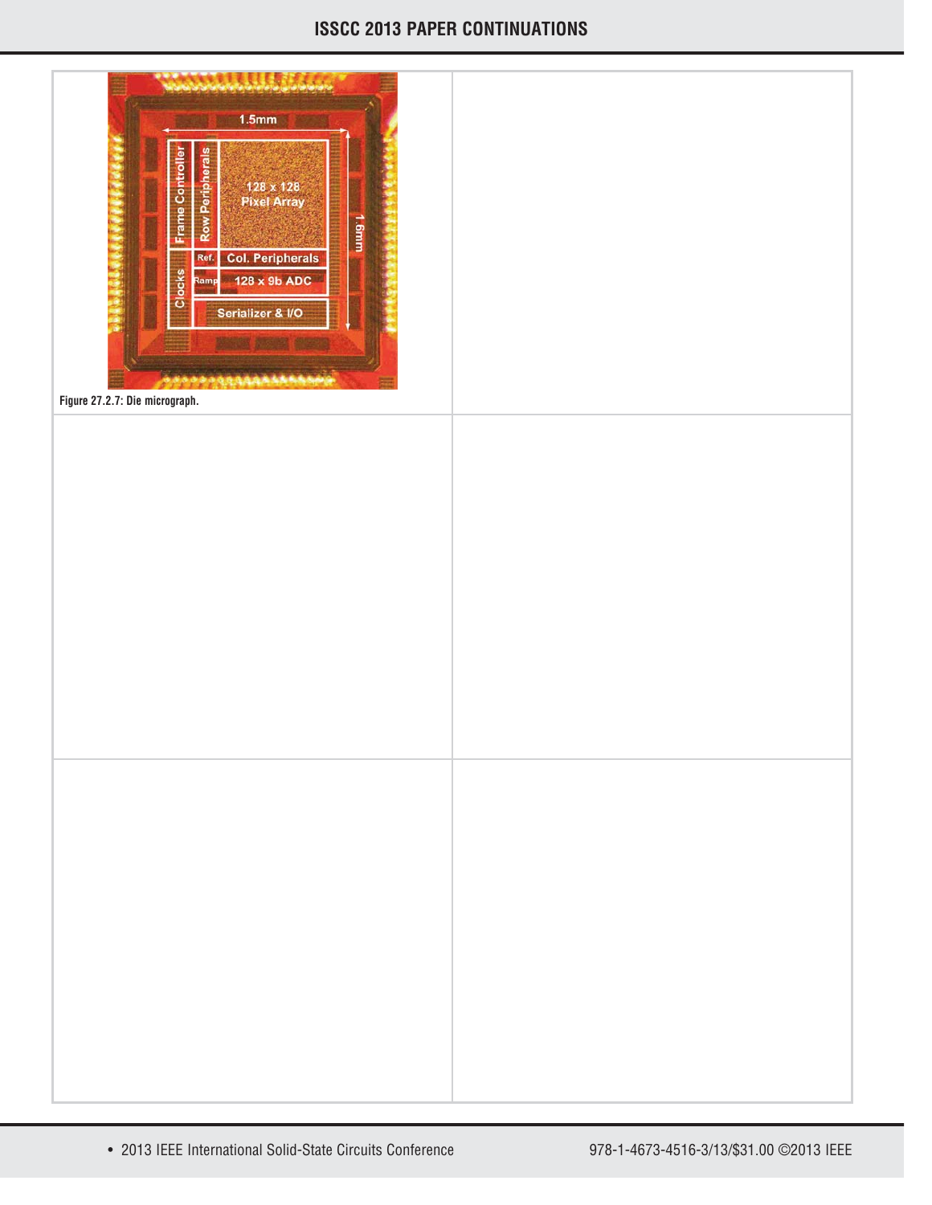1.5mm

1.6mm

Frame Controller

Row Peripherals

128 x 128
Pixel Array

Ref.

Col. Peripherals

Clocks

Ramp

128 x 9b ADC

Serializer & I/O

Figure 27.2.7: Die micrograph.